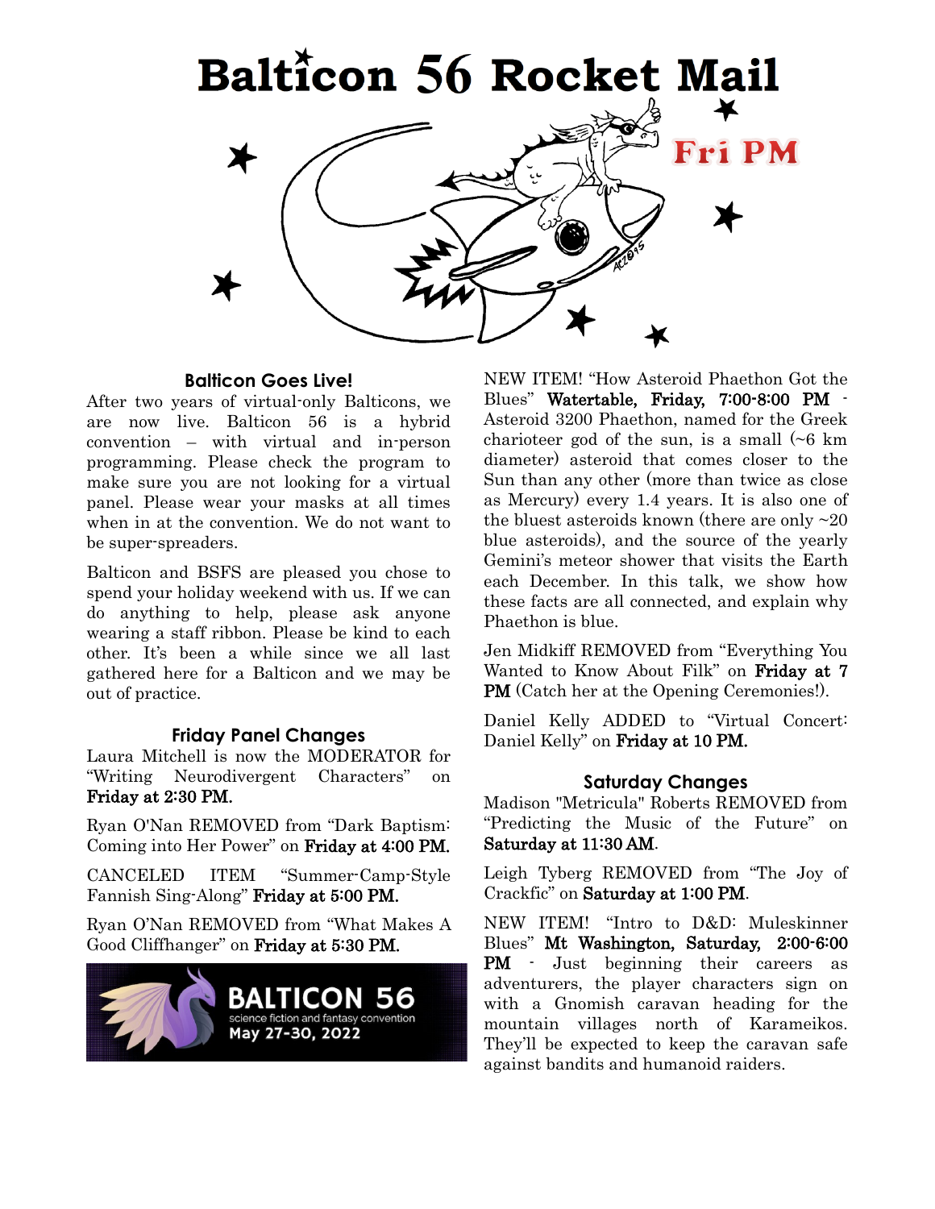# Balticon 56 Rocket Mail

Fri PM

## Balticon Goes Live!

After two years of virtual-only Balticons, we are now live. Balticon 56 is a hybrid convention – with virtual and in-person programming. Please check the program to make sure you are not looking for a virtual panel. Please wear your masks at all times when in at the convention. We do not want to be super-spreaders.

Balticon and BSFS are pleased you chose to spend your holiday weekend with us. If we can do anything to help, please ask anyone wearing a staff ribbon. Please be kind to each other. It's been a while since we all last gathered here for a Balticon and we may be out of practice.

## Friday Panel Changes

Laura Mitchell is now the MODERATOR for "Writing Neurodivergent Characters" on **Friday at 2:30 PM.**

Ryan O'Nan REMOVED from "Dark Baptism: Coming into Her Power" on **Friday at 4:00 PM.**

CANCELED ITEM "Summer-Camp-Style Fannish Sing-Along" **Friday at 5:00 PM.**

Ryan O'Nan REMOVED from "What Makes A Good Cliffhanger" on **Friday at 5:30 PM.**

BALTICON 56
science fiction and fantasy convention
May 27-30, 2022

NEW ITEM! "How Asteroid Phaethon Got the Blues" **Watertable, Friday, 7:00-8:00 PM** - Asteroid 3200 Phaethon, named for the Greek charioteer god of the sun, is a small (~6 km diameter) asteroid that comes closer to the Sun than any other (more than twice as close as Mercury) every 1.4 years. It is also one of the bluest asteroids known (there are only ~20 blue asteroids), and the source of the yearly Gemini's meteor shower that visits the Earth each December. In this talk, we show how these facts are all connected, and explain why Phaethon is blue.

Jen Midkiff REMOVED from "Everything You Wanted to Know About Filk" on **Friday at 7 PM** (Catch her at the Opening Ceremonies!).

Daniel Kelly ADDED to "Virtual Concert: Daniel Kelly" on **Friday at 10 PM.**

## Saturday Changes

Madison "Metricula" Roberts REMOVED from "Predicting the Music of the Future" on **Saturday at 11:30 AM**.

Leigh Tyberg REMOVED from "The Joy of Crackfic" on **Saturday at 1:00 PM**.

NEW ITEM! "Intro to D&D: Muleskinner Blues" **Mt Washington, Saturday, 2:00-6:00 PM** - Just beginning their careers as adventurers, the player characters sign on with a Gnomish caravan heading for the mountain villages north of Karameikos. They'll be expected to keep the caravan safe against bandits and humanoid raiders.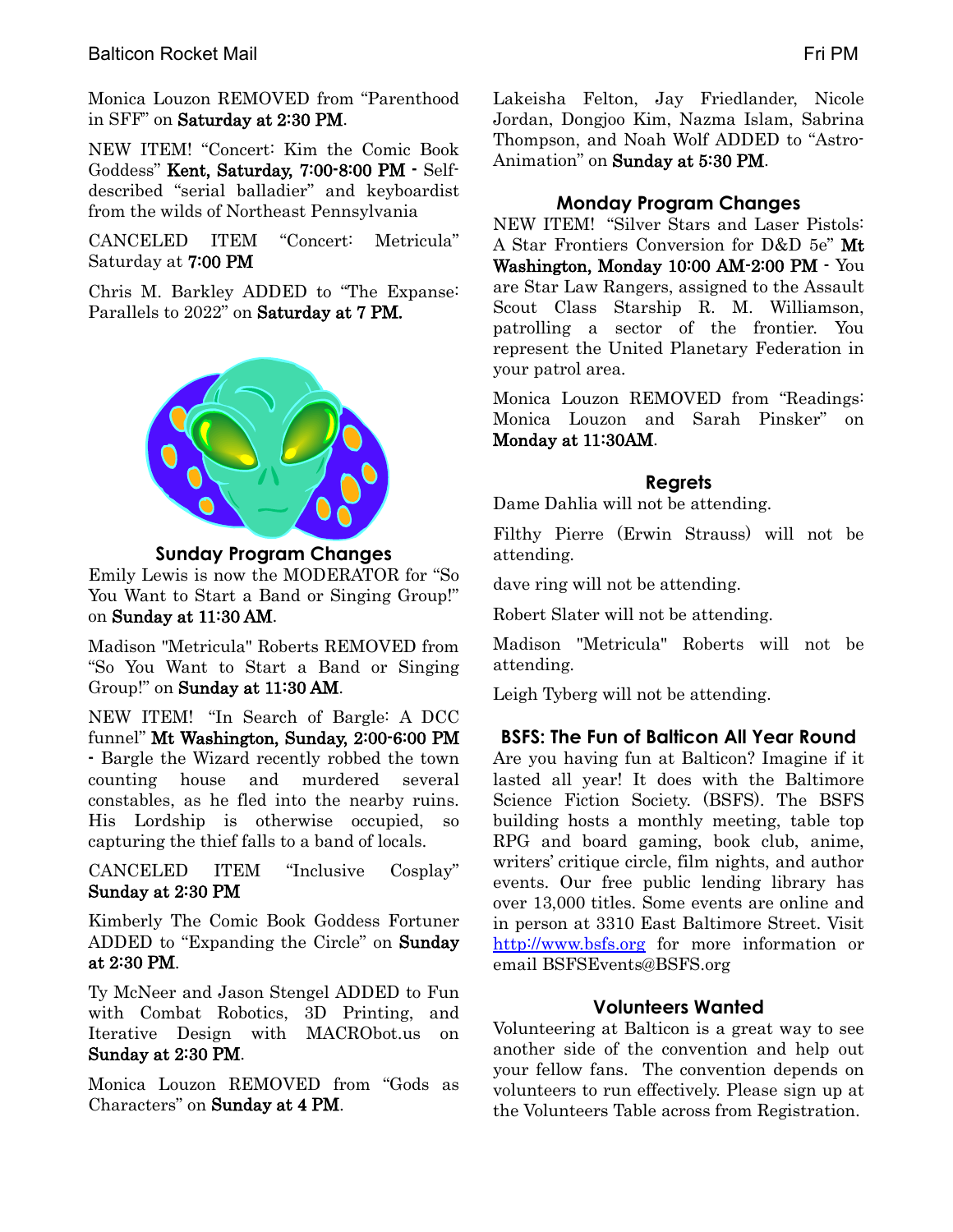Monica Louzon REMOVED from “Parenthood in SFF” on **Saturday at 2:30 PM**.

NEW ITEM! “Concert: Kim the Comic Book Goddess” **Kent, Saturday, 7:00-8:00 PM -** Self-described “serial balladier” and keyboardist from the wilds of Northeast Pennsylvania

CANCELED ITEM “Concert: Metricula” Saturday at **7:00 PM**

Chris M. Barkley ADDED to “The Expanse: Parallels to 2022” on **Saturday at 7 PM.**

## Sunday Program Changes

Emily Lewis is now the MODERATOR for “So You Want to Start a Band or Singing Group!” on **Sunday at 11:30 AM**.

Madison "Metricula" Roberts REMOVED from “So You Want to Start a Band or Singing Group!” on **Sunday at 11:30 AM**.

NEW ITEM! “In Search of Bargle: A DCC funnel” **Mt Washington, Sunday, 2:00-6:00 PM -** Bargle the Wizard recently robbed the town counting house and murdered several constables, as he fled into the nearby ruins. His Lordship is otherwise occupied, so capturing the thief falls to a band of locals.

CANCELED ITEM “Inclusive Cosplay” **Sunday at 2:30 PM**

Kimberly The Comic Book Goddess Fortuner ADDED to “Expanding the Circle” on **Sunday at 2:30 PM**.

Ty McNeer and Jason Stengel ADDED to Fun with Combat Robotics, 3D Printing, and Iterative Design with MACRObot.us on **Sunday at 2:30 PM**.

Monica Louzon REMOVED from “Gods as Characters” on **Sunday at 4 PM**.

Lakeisha Felton, Jay Friedlander, Nicole Jordan, Dongjoo Kim, Nazma Islam, Sabrina Thompson, and Noah Wolf ADDED to “Astro-Animation” on **Sunday at 5:30 PM**.

## Monday Program Changes

NEW ITEM! “Silver Stars and Laser Pistols: A Star Frontiers Conversion for D&D 5e” **Mt Washington, Monday 10:00 AM-2:00 PM -** You are Star Law Rangers, assigned to the Assault Scout Class Starship R. M. Williamson, patrolling a sector of the frontier. You represent the United Planetary Federation in your patrol area.

Monica Louzon REMOVED from “Readings: Monica Louzon and Sarah Pinsker” on **Monday at 11:30AM**.

## Regrets

Dame Dahlia will not be attending.

Filthy Pierre (Erwin Strauss) will not be attending.

dave ring will not be attending.

Robert Slater will not be attending.

Madison "Metricula" Roberts will not be attending.

Leigh Tyberg will not be attending.

## BSFS: The Fun of Balticon All Year Round

Are you having fun at Balticon? Imagine if it lasted all year! It does with the Baltimore Science Fiction Society. (BSFS). The BSFS building hosts a monthly meeting, table top RPG and board gaming, book club, anime, writers' critique circle, film nights, and author events. Our free public lending library has over 13,000 titles. Some events are online and in person at 3310 East Baltimore Street. Visit http://www.bsfs.org for more information or email BSFSEvents@BSFS.org

## Volunteers Wanted

Volunteering at Balticon is a great way to see another side of the convention and help out your fellow fans. The convention depends on volunteers to run effectively. Please sign up at the Volunteers Table across from Registration.